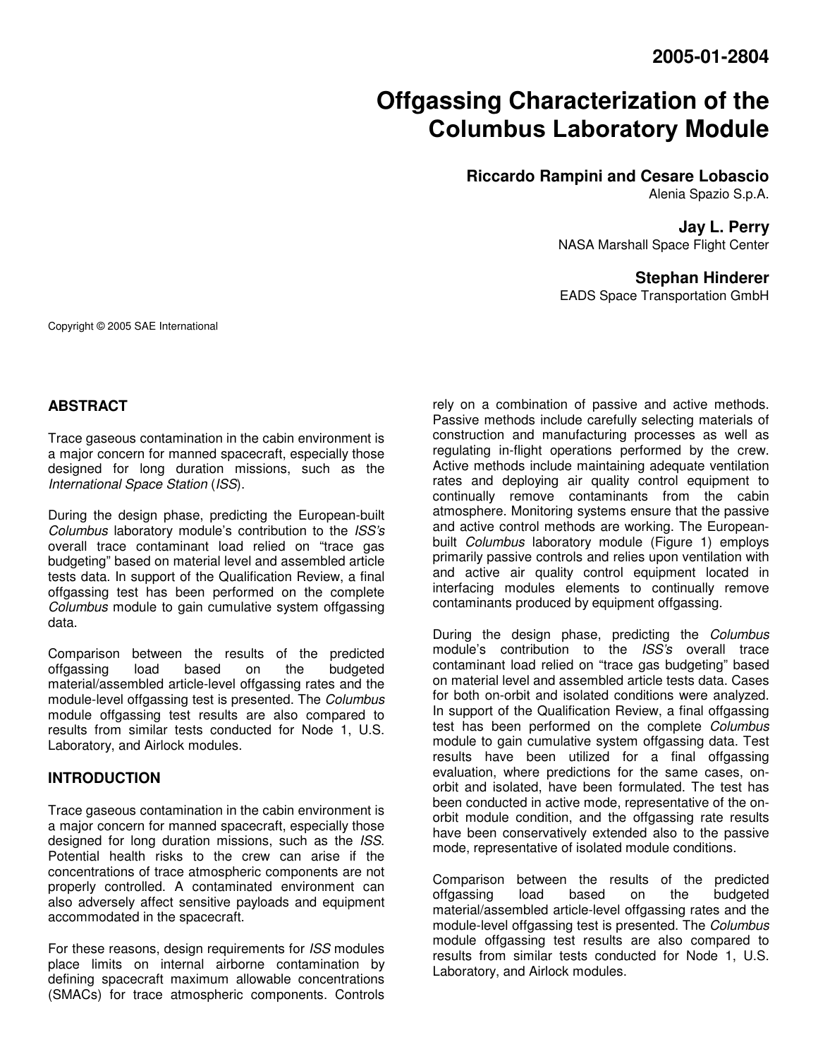2005-01-2804

# Offgassing Characterization of the Columbus Laboratory Module

**Riccardo Rampini and Cesare Lobascio**
Alenia Spazio S.p.A.

**Jay L. Perry**
NASA Marshall Space Flight Center

**Stephan Hinderer**
EADS Space Transportation GmbH

Copyright © 2005 SAE International

## ABSTRACT

Trace gaseous contamination in the cabin environment is a major concern for manned spacecraft, especially those designed for long duration missions, such as the *International Space Station* (*ISS*).

During the design phase, predicting the European-built *Columbus* laboratory module's contribution to the *ISS's* overall trace contaminant load relied on "trace gas budgeting" based on material level and assembled article tests data. In support of the Qualification Review, a final offgassing test has been performed on the complete *Columbus* module to gain cumulative system offgassing data.

Comparison between the results of the predicted offgassing load based on the budgeted material/assembled article-level offgassing rates and the module-level offgassing test is presented. The *Columbus* module offgassing test results are also compared to results from similar tests conducted for Node 1, U.S. Laboratory, and Airlock modules.

## INTRODUCTION

Trace gaseous contamination in the cabin environment is a major concern for manned spacecraft, especially those designed for long duration missions, such as the *ISS*. Potential health risks to the crew can arise if the concentrations of trace atmospheric components are not properly controlled. A contaminated environment can also adversely affect sensitive payloads and equipment accommodated in the spacecraft.

For these reasons, design requirements for *ISS* modules place limits on internal airborne contamination by defining spacecraft maximum allowable concentrations (SMACs) for trace atmospheric components. Controls rely on a combination of passive and active methods. Passive methods include carefully selecting materials of construction and manufacturing processes as well as regulating in-flight operations performed by the crew. Active methods include maintaining adequate ventilation rates and deploying air quality control equipment to continually remove contaminants from the cabin atmosphere. Monitoring systems ensure that the passive and active control methods are working. The European-built *Columbus* laboratory module (Figure 1) employs primarily passive controls and relies upon ventilation with and active air quality control equipment located in interfacing modules elements to continually remove contaminants produced by equipment offgassing.

During the design phase, predicting the *Columbus* module's contribution to the *ISS's* overall trace contaminant load relied on "trace gas budgeting" based on material level and assembled article tests data. Cases for both on-orbit and isolated conditions were analyzed. In support of the Qualification Review, a final offgassing test has been performed on the complete *Columbus* module to gain cumulative system offgassing data. Test results have been utilized for a final offgassing evaluation, where predictions for the same cases, on-orbit and isolated, have been formulated. The test has been conducted in active mode, representative of the on-orbit module condition, and the offgassing rate results have been conservatively extended also to the passive mode, representative of isolated module conditions.

Comparison between the results of the predicted offgassing load based on the budgeted material/assembled article-level offgassing rates and the module-level offgassing test is presented. The *Columbus* module offgassing test results are also compared to results from similar tests conducted for Node 1, U.S. Laboratory, and Airlock modules.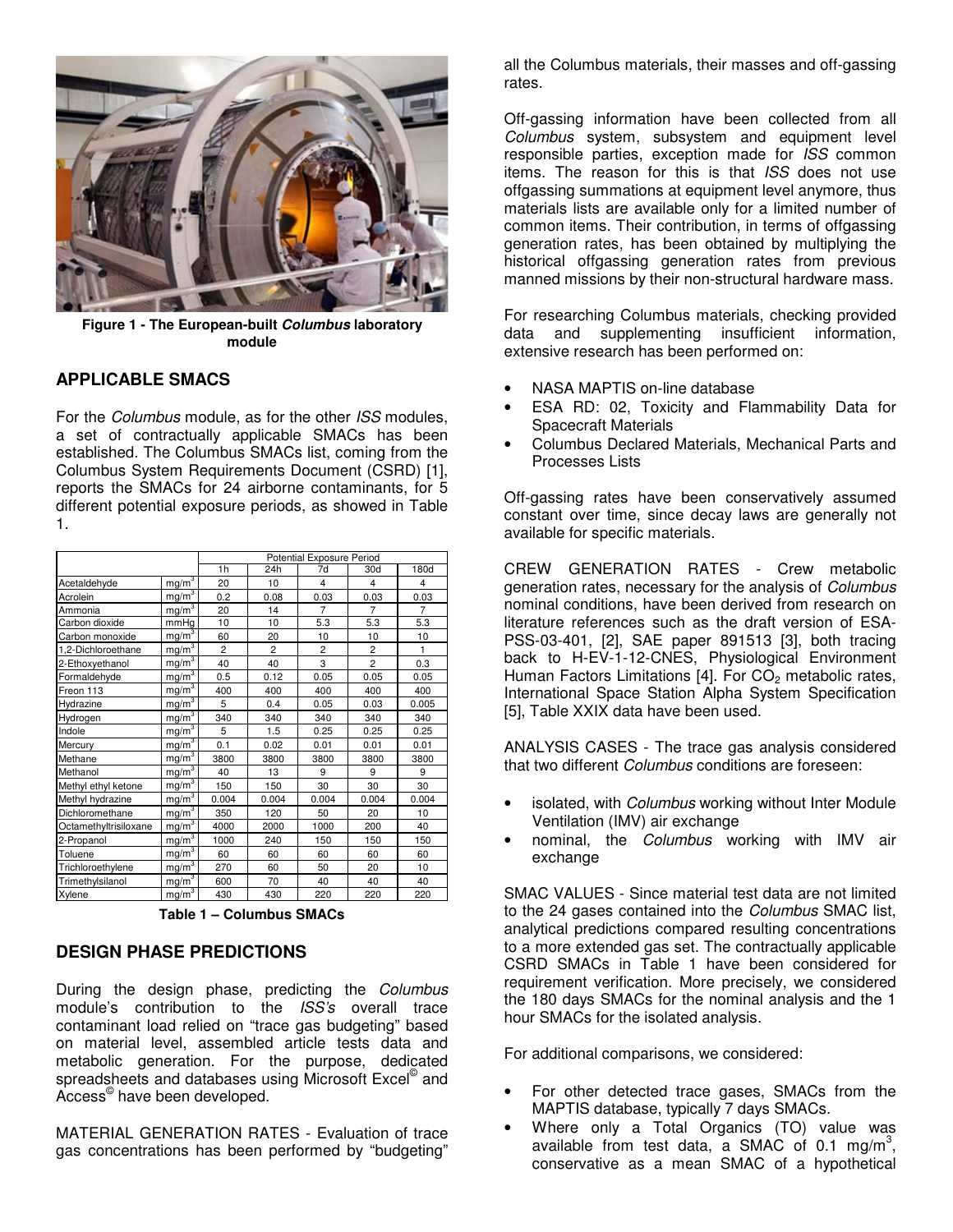**Figure 1 - The European-built *Columbus* laboratory module**

## APPLICABLE SMACS

For the *Columbus* module, as for the other *ISS* modules, a set of contractually applicable SMACs has been established. The Columbus SMACs list, coming from the Columbus System Requirements Document (CSRD) [1], reports the SMACs for 24 airborne contaminants, for 5 different potential exposure periods, as showed in Table 1.

| | | Potential Exposure Period | | | | |
|---|---|---|---|---|---|---|
| | | 1h | 24h | 7d | 30d | 180d |
| Acetaldehyde | $mg/m^3$ | 20 | 10 | 4 | 4 | 4 |
| Acrolein | $mg/m^3$ | 0.2 | 0.08 | 0.03 | 0.03 | 0.03 |
| Ammonia | $mg/m^3$ | 20 | 14 | 7 | 7 | 7 |
| Carbon dioxide | mmHg | 10 | 10 | 5.3 | 5.3 | 5.3 |
| Carbon monoxide | $mg/m^3$ | 60 | 20 | 10 | 10 | 10 |
| 1,2-Dichloroethane | $mg/m^3$ | 2 | 2 | 2 | 2 | 1 |
| 2-Ethoxyethanol | $mg/m^3$ | 40 | 40 | 3 | 2 | 0.3 |
| Formaldehyde | $mg/m^3$ | 0.5 | 0.12 | 0.05 | 0.05 | 0.05 |
| Freon 113 | $mg/m^3$ | 400 | 400 | 400 | 400 | 400 |
| Hydrazine | $mg/m^3$ | 5 | 0.4 | 0.05 | 0.03 | 0.005 |
| Hydrogen | $mg/m^3$ | 340 | 340 | 340 | 340 | 340 |
| Indole | $mg/m^3$ | 5 | 1.5 | 0.25 | 0.25 | 0.25 |
| Mercury | $mg/m^3$ | 0.1 | 0.02 | 0.01 | 0.01 | 0.01 |
| Methane | $mg/m^3$ | 3800 | 3800 | 3800 | 3800 | 3800 |
| Methanol | $mg/m^3$ | 40 | 13 | 9 | 9 | 9 |
| Methyl ethyl ketone | $mg/m^3$ | 150 | 150 | 30 | 30 | 30 |
| Methyl hydrazine | $mg/m^3$ | 0.004 | 0.004 | 0.004 | 0.004 | 0.004 |
| Dichloromethane | $mg/m^3$ | 350 | 120 | 50 | 20 | 10 |
| Octamethyltrisiloxane | $mg/m^3$ | 4000 | 2000 | 1000 | 200 | 40 |
| 2-Propanol | $mg/m^3$ | 1000 | 240 | 150 | 150 | 150 |
| Toluene | $mg/m^3$ | 60 | 60 | 60 | 60 | 60 |
| Trichloroethylene | $mg/m^3$ | 270 | 60 | 50 | 20 | 10 |
| Trimethylsilanol | $mg/m^3$ | 600 | 70 | 40 | 40 | 40 |
| Xylene | $mg/m^3$ | 430 | 430 | 220 | 220 | 220 |

**Table 1 – Columbus SMACs**

## DESIGN PHASE PREDICTIONS

During the design phase, predicting the *Columbus* module's contribution to the *ISS's* overall trace contaminant load relied on "trace gas budgeting" based on material level, assembled article tests data and metabolic generation. For the purpose, dedicated spreadsheets and databases using Microsoft Excel© and Access© have been developed.

MATERIAL GENERATION RATES - Evaluation of trace gas concentrations has been performed by "budgeting" all the Columbus materials, their masses and off-gassing rates.

Off-gassing information have been collected from all *Columbus* system, subsystem and equipment level responsible parties, exception made for *ISS* common items. The reason for this is that *ISS* does not use offgassing summations at equipment level anymore, thus materials lists are available only for a limited number of common items. Their contribution, in terms of offgassing generation rates, has been obtained by multiplying the historical offgassing generation rates from previous manned missions by their non-structural hardware mass.

For researching Columbus materials, checking provided data and supplementing insufficient information, extensive research has been performed on:

- NASA MAPTIS on-line database
- ESA RD: 02, Toxicity and Flammability Data for Spacecraft Materials
- Columbus Declared Materials, Mechanical Parts and Processes Lists

Off-gassing rates have been conservatively assumed constant over time, since decay laws are generally not available for specific materials.

CREW GENERATION RATES - Crew metabolic generation rates, necessary for the analysis of *Columbus* nominal conditions, have been derived from research on literature references such as the draft version of ESA-PSS-03-401, [2], SAE paper 891513 [3], both tracing back to H-EV-1-12-CNES, Physiological Environment Human Factors Limitations [4]. For $CO_2$ metabolic rates, International Space Station Alpha System Specification [5], Table XXIX data have been used.

ANALYSIS CASES - The trace gas analysis considered that two different *Columbus* conditions are foreseen:

- isolated, with *Columbus* working without Inter Module Ventilation (IMV) air exchange
- nominal, the *Columbus* working with IMV air exchange

SMAC VALUES - Since material test data are not limited to the 24 gases contained into the *Columbus* SMAC list, analytical predictions compared resulting concentrations to a more extended gas set. The contractually applicable CSRD SMACs in Table 1 have been considered for requirement verification. More precisely, we considered the 180 days SMACs for the nominal analysis and the 1 hour SMACs for the isolated analysis.

For additional comparisons, we considered:

- For other detected trace gases, SMACs from the MAPTIS database, typically 7 days SMACs.
- Where only a Total Organics (TO) value was available from test data, a SMAC of 0.1 $mg/m^3$, conservative as a mean SMAC of a hypothetical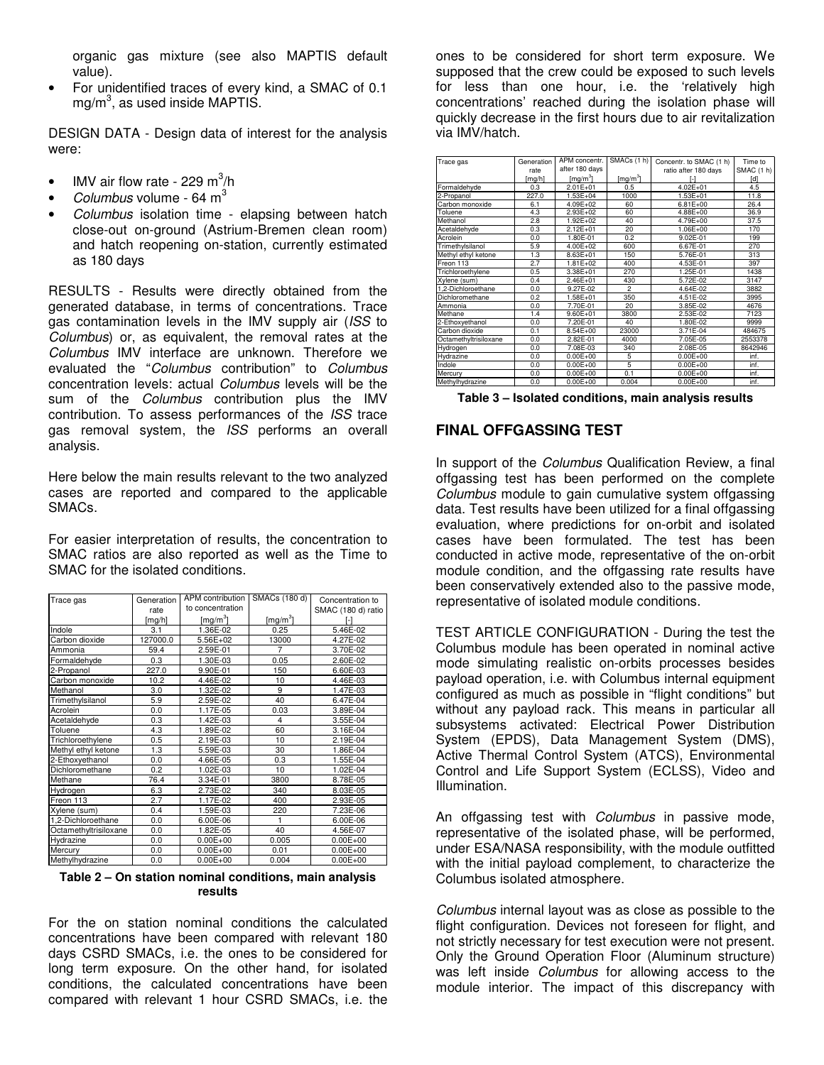organic gas mixture (see also MAPTIS default value).

- For unidentified traces of every kind, a SMAC of 0.1 mg/m$^3$, as used inside MAPTIS.

DESIGN DATA - Design data of interest for the analysis were:

- IMV air flow rate - 229 m$^3$/h
- *Columbus* volume - 64 m$^3$
- *Columbus* isolation time - elapsing between hatch close-out on-ground (Astrium-Bremen clean room) and hatch reopening on-station, currently estimated as 180 days

RESULTS - Results were directly obtained from the generated database, in terms of concentrations. Trace gas contamination levels in the IMV supply air (*ISS* to *Columbus*) or, as equivalent, the removal rates at the *Columbus* IMV interface are unknown. Therefore we evaluated the "*Columbus* contribution" to *Columbus* concentration levels: actual *Columbus* levels will be the sum of the *Columbus* contribution plus the IMV contribution. To assess performances of the *ISS* trace gas removal system, the *ISS* performs an overall analysis.

Here below the main results relevant to the two analyzed cases are reported and compared to the applicable SMACs.

For easier interpretation of results, the concentration to SMAC ratios are also reported as well as the Time to SMAC for the isolated conditions.

| Trace gas | Generation rate [mg/h] | APM contribution to concentration [mg/m$^3$] | SMACs (180 d) [mg/m$^3$] | Concentration to SMAC (180 d) ratio [-] |
|---|---|---|---|---|
| Indole | 3.1 | 1.36E-02 | 0.25 | 5.46E-02 |
| Carbon dioxide | 127000.0 | 5.56E+02 | 13000 | 4.27E-02 |
| Ammonia | 59.4 | 2.59E-01 | 7 | 3.70E-02 |
| Formaldehyde | 0.3 | 1.30E-03 | 0.05 | 2.60E-02 |
| 2-Propanol | 227.0 | 9.90E-01 | 150 | 6.60E-03 |
| Carbon monoxide | 10.2 | 4.46E-02 | 10 | 4.46E-03 |
| Methanol | 3.0 | 1.32E-02 | 9 | 1.47E-03 |
| Trimethylsilanol | 5.9 | 2.59E-02 | 40 | 6.47E-04 |
| Acrolein | 0.0 | 1.17E-05 | 0.03 | 3.89E-04 |
| Acetaldehyde | 0.3 | 1.42E-03 | 4 | 3.55E-04 |
| Toluene | 4.3 | 1.89E-02 | 60 | 3.16E-04 |
| Trichloroethylene | 0.5 | 2.19E-03 | 10 | 2.19E-04 |
| Methyl ethyl ketone | 1.3 | 5.59E-03 | 30 | 1.86E-04 |
| 2-Ethoxyethanol | 0.0 | 4.66E-05 | 0.3 | 1.55E-04 |
| Dichloromethane | 0.2 | 1.02E-03 | 10 | 1.02E-04 |
| Methane | 76.4 | 3.34E-01 | 3800 | 8.78E-05 |
| Hydrogen | 6.3 | 2.73E-02 | 340 | 8.03E-05 |
| Freon 113 | 2.7 | 1.17E-02 | 400 | 2.93E-05 |
| Xylene (sum) | 0.4 | 1.59E-03 | 220 | 7.23E-06 |
| 1,2-Dichloroethane | 0.0 | 6.00E-06 | 1 | 6.00E-06 |
| Octamethyltrisiloxane | 0.0 | 1.82E-05 | 40 | 4.56E-07 |
| Hydrazine | 0.0 | 0.00E+00 | 0.005 | 0.00E+00 |
| Mercury | 0.0 | 0.00E+00 | 0.01 | 0.00E+00 |
| Methylhydrazine | 0.0 | 0.00E+00 | 0.004 | 0.00E+00 |

**Table 2 – On station nominal conditions, main analysis results**

For the on station nominal conditions the calculated concentrations have been compared with relevant 180 days CSRD SMACs, i.e. the ones to be considered for long term exposure. On the other hand, for isolated conditions, the calculated concentrations have been compared with relevant 1 hour CSRD SMACs, i.e. the ones to be considered for short term exposure. We supposed that the crew could be exposed to such levels for less than one hour, i.e. the 'relatively high concentrations' reached during the isolation phase will quickly decrease in the first hours due to air revitalization via IMV/hatch.

| Trace gas | Generation rate [mg/h] | APM concentr. after 180 days [mg/m$^3$] | SMACs (1 h) [mg/m$^3$] | Concentr. to SMAC (1 h) ratio after 180 days [-] | Time to SMAC (1 h) [d] |
|---|---|---|---|---|---|
| Formaldehyde | 0.3 | 2.01E+01 | 0.5 | 4.02E+01 | 4.5 |
| 2-Propanol | 227.0 | 1.53E+04 | 1000 | 1.53E+01 | 11.8 |
| Carbon monoxide | 6.1 | 4.09E+02 | 60 | 6.81E+00 | 26.4 |
| Toluene | 4.3 | 2.93E+02 | 60 | 4.88E+00 | 36.9 |
| Methanol | 2.8 | 1.92E+02 | 40 | 4.79E+00 | 37.5 |
| Acetaldehyde | 0.3 | 2.12E+01 | 20 | 1.06E+00 | 170 |
| Acrolein | 0.0 | 1.80E-01 | 0.2 | 9.02E-01 | 199 |
| Trimethylsilanol | 5.9 | 4.00E+02 | 600 | 6.67E-01 | 270 |
| Methyl ethyl ketone | 1.3 | 8.63E+01 | 150 | 5.76E-01 | 313 |
| Freon 113 | 2.7 | 1.81E+02 | 400 | 4.53E-01 | 397 |
| Trichloroethylene | 0.5 | 3.38E+01 | 270 | 1.25E-01 | 1438 |
| Xylene (sum) | 0.4 | 2.46E+01 | 430 | 5.72E-02 | 3147 |
| 1,2-Dichloroethane | 0.0 | 9.27E-02 | 2 | 4.64E-02 | 3882 |
| Dichloromethane | 0.2 | 1.58E+01 | 350 | 4.51E-02 | 3995 |
| Ammonia | 0.0 | 7.70E-01 | 20 | 3.85E-02 | 4676 |
| Methane | 1.4 | 9.60E+01 | 3800 | 2.53E-02 | 7123 |
| 2-Ethoxyethanol | 0.0 | 7.20E-01 | 40 | 1.80E-02 | 9999 |
| Carbon dioxide | 0.1 | 8.54E+00 | 23000 | 3.71E-04 | 484675 |
| Octamethyltrisiloxane | 0.0 | 2.82E-01 | 4000 | 7.05E-05 | 2553378 |
| Hydrogen | 0.0 | 7.08E-03 | 340 | 2.08E-05 | 8642946 |
| Hydrazine | 0.0 | 0.00E+00 | 5 | 0.00E+00 | inf. |
| Indole | 0.0 | 0.00E+00 | 5 | 0.00E+00 | inf. |
| Mercury | 0.0 | 0.00E+00 | 0.1 | 0.00E+00 | inf. |
| Methylhydrazine | 0.0 | 0.00E+00 | 0.004 | 0.00E+00 | inf. |

**Table 3 – Isolated conditions, main analysis results**

## FINAL OFFGASSING TEST

In support of the *Columbus* Qualification Review, a final offgassing test has been performed on the complete *Columbus* module to gain cumulative system offgassing data. Test results have been utilized for a final offgassing evaluation, where predictions for on-orbit and isolated cases have been formulated. The test has been conducted in active mode, representative of the on-orbit module condition, and the offgassing rate results have been conservatively extended also to the passive mode, representative of isolated module conditions.

TEST ARTICLE CONFIGURATION - During the test the Columbus module has been operated in nominal active mode simulating realistic on-orbits processes besides payload operation, i.e. with Columbus internal equipment configured as much as possible in "flight conditions" but without any payload rack. This means in particular all subsystems activated: Electrical Power Distribution System (EPDS), Data Management System (DMS), Active Thermal Control System (ATCS), Environmental Control and Life Support System (ECLSS), Video and Illumination.

An offgassing test with *Columbus* in passive mode, representative of the isolated phase, will be performed, under ESA/NASA responsibility, with the module outfitted with the initial payload complement, to characterize the Columbus isolated atmosphere.

*Columbus* internal layout was as close as possible to the flight configuration. Devices not foreseen for flight, and not strictly necessary for test execution were not present. Only the Ground Operation Floor (Aluminum structure) was left inside *Columbus* for allowing access to the module interior. The impact of this discrepancy with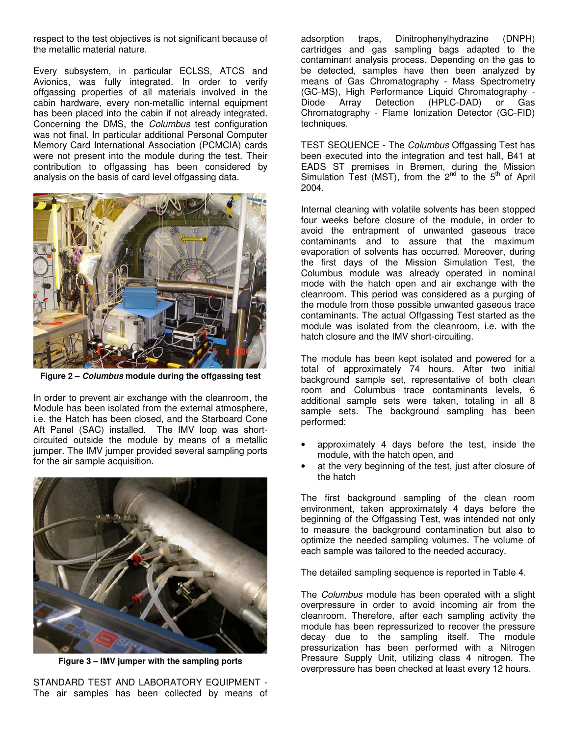respect to the test objectives is not significant because of the metallic material nature.

Every subsystem, in particular ECLSS, ATCS and Avionics, was fully integrated. In order to verify offgassing properties of all materials involved in the cabin hardware, every non-metallic internal equipment has been placed into the cabin if not already integrated. Concerning the DMS, the *Columbus* test configuration was not final. In particular additional Personal Computer Memory Card International Association (PCMCIA) cards were not present into the module during the test. Their contribution to offgassing has been considered by analysis on the basis of card level offgassing data.

**Figure 2 – *Columbus* module during the offgassing test**

In order to prevent air exchange with the cleanroom, the Module has been isolated from the external atmosphere, i.e. the Hatch has been closed, and the Starboard Cone Aft Panel (SAC) installed. The IMV loop was short-circuited outside the module by means of a metallic jumper. The IMV jumper provided several sampling ports for the air sample acquisition.

**Figure 3 – IMV jumper with the sampling ports**

STANDARD TEST AND LABORATORY EQUIPMENT - The air samples has been collected by means of adsorption traps, Dinitrophenylhydrazine (DNPH) cartridges and gas sampling bags adapted to the contaminant analysis process. Depending on the gas to be detected, samples have then been analyzed by means of Gas Chromatography - Mass Spectrometry (GC-MS), High Performance Liquid Chromatography - Diode Array Detection (HPLC-DAD) or Gas Chromatography - Flame Ionization Detector (GC-FID) techniques.

TEST SEQUENCE - The *Columbus* Offgassing Test has been executed into the integration and test hall, B41 at EADS ST premises in Bremen, during the Mission Simulation Test (MST), from the 2nd to the 5th of April 2004.

Internal cleaning with volatile solvents has been stopped four weeks before closure of the module, in order to avoid the entrapment of unwanted gaseous trace contaminants and to assure that the maximum evaporation of solvents has occurred. Moreover, during the first days of the Mission Simulation Test, the Columbus module was already operated in nominal mode with the hatch open and air exchange with the cleanroom. This period was considered as a purging of the module from those possible unwanted gaseous trace contaminants. The actual Offgassing Test started as the module was isolated from the cleanroom, i.e. with the hatch closure and the IMV short-circuiting.

The module has been kept isolated and powered for a total of approximately 74 hours. After two initial background sample set, representative of both clean room and Columbus trace contaminants levels, 6 additional sample sets were taken, totaling in all 8 sample sets. The background sampling has been performed:

- approximately 4 days before the test, inside the module, with the hatch open, and
- at the very beginning of the test, just after closure of the hatch

The first background sampling of the clean room environment, taken approximately 4 days before the beginning of the Offgassing Test, was intended not only to measure the background contamination but also to optimize the needed sampling volumes. The volume of each sample was tailored to the needed accuracy.

The detailed sampling sequence is reported in Table 4.

The *Columbus* module has been operated with a slight overpressure in order to avoid incoming air from the cleanroom. Therefore, after each sampling activity the module has been repressurized to recover the pressure decay due to the sampling itself. The module pressurization has been performed with a Nitrogen Pressure Supply Unit, utilizing class 4 nitrogen. The overpressure has been checked at least every 12 hours.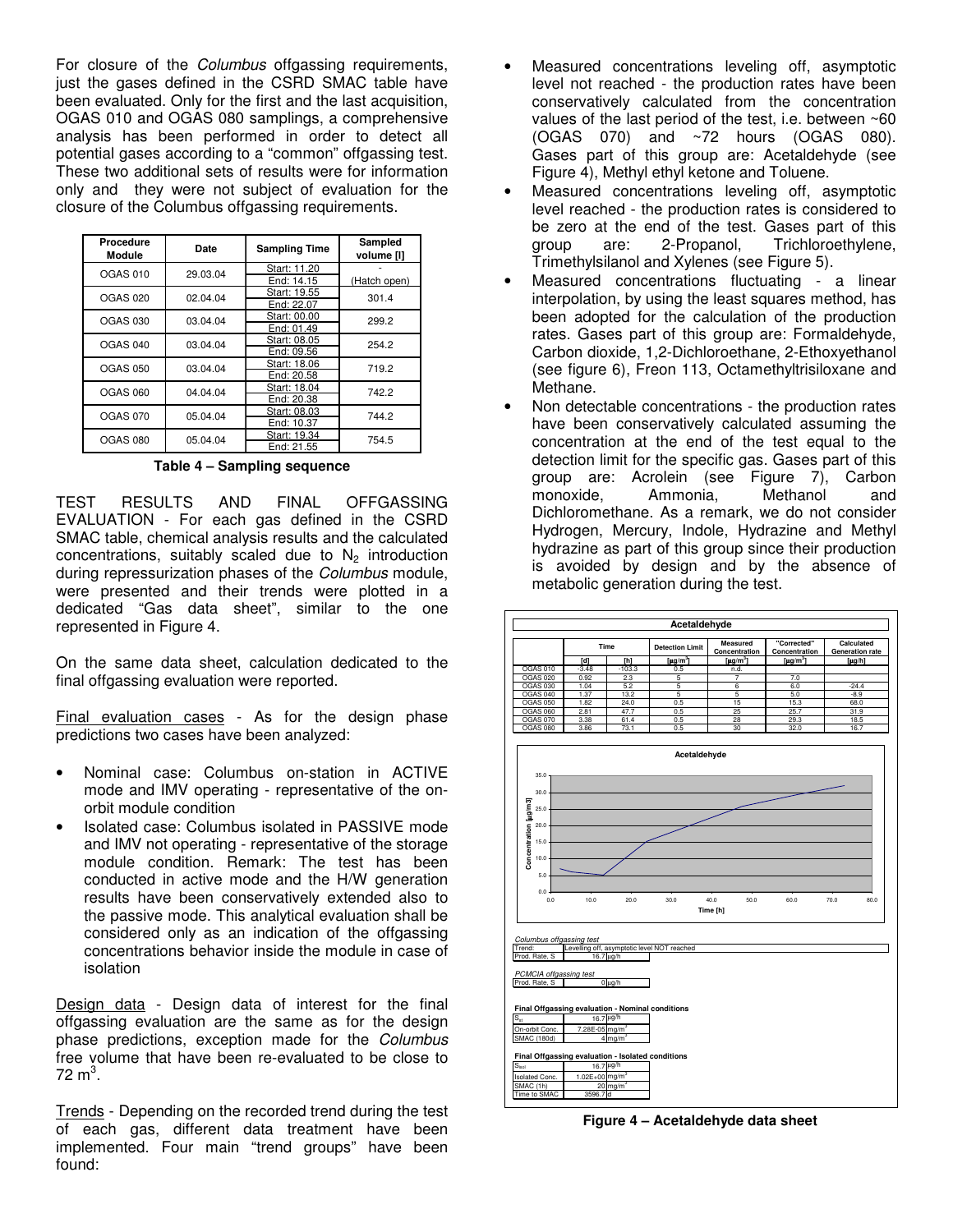For closure of the *Columbus* offgassing requirements, just the gases defined in the CSRD SMAC table have been evaluated. Only for the first and the last acquisition, OGAS 010 and OGAS 080 samplings, a comprehensive analysis has been performed in order to detect all potential gases according to a "common" offgassing test. These two additional sets of results were for information only and they were not subject of evaluation for the closure of the Columbus offgassing requirements.

| Procedure Module | Date | Sampling Time | Sampled volume [l] |
|---|---|---|---|
| OGAS 010 | 29.03.04 | Start: 11.20 | - |
| | | End: 14.15 | (Hatch open) |
| OGAS 020 | 02.04.04 | Start: 19.55 | 301.4 |
| | | End: 22.07 | |
| OGAS 030 | 03.04.04 | Start: 00.00 | 299.2 |
| | | End: 01.49 | |
| OGAS 040 | 03.04.04 | Start: 08.05 | 254.2 |
| | | End: 09.56 | |
| OGAS 050 | 03.04.04 | Start: 18.06 | 719.2 |
| | | End: 20.58 | |
| OGAS 060 | 04.04.04 | Start: 18.04 | 742.2 |
| | | End: 20.38 | |
| OGAS 070 | 05.04.04 | Start: 08.03 | 744.2 |
| | | End: 10.37 | |
| OGAS 080 | 05.04.04 | Start: 19.34 | 754.5 |
| | | End: 21.55 | |

**Table 4 – Sampling sequence**

TEST RESULTS AND FINAL OFFGASSING EVALUATION - For each gas defined in the CSRD SMAC table, chemical analysis results and the calculated concentrations, suitably scaled due to $N_2$ introduction during repressurization phases of the *Columbus* module, were presented and their trends were plotted in a dedicated "Gas data sheet", similar to the one represented in Figure 4.

On the same data sheet, calculation dedicated to the final offgassing evaluation were reported.

Final evaluation cases - As for the design phase predictions two cases have been analyzed:

- Nominal case: Columbus on-station in ACTIVE mode and IMV operating - representative of the on-orbit module condition
- Isolated case: Columbus isolated in PASSIVE mode and IMV not operating - representative of the storage module condition. Remark: The test has been conducted in active mode and the H/W generation results have been conservatively extended also to the passive mode. This analytical evaluation shall be considered only as an indication of the offgassing concentrations behavior inside the module in case of isolation

Design data - Design data of interest for the final offgassing evaluation are the same as for the design phase predictions, exception made for the *Columbus* free volume that have been re-evaluated to be close to 72 $m^3$.

Trends - Depending on the recorded trend during the test of each gas, different data treatment have been implemented. Four main "trend groups" have been found:

- Measured concentrations leveling off, asymptotic level not reached - the production rates have been conservatively calculated from the concentration values of the last period of the test, i.e. between ~60 (OGAS 070) and ~72 hours (OGAS 080). Gases part of this group are: Acetaldehyde (see Figure 4), Methyl ethyl ketone and Toluene.
- Measured concentrations leveling off, asymptotic level reached - the production rates is considered to be zero at the end of the test. Gases part of this group are: 2-Propanol, Trichloroethylene, Trimethylsilanol and Xylenes (see Figure 5).
- Measured concentrations fluctuating - a linear interpolation, by using the least squares method, has been adopted for the calculation of the production rates. Gases part of this group are: Formaldehyde, Carbon dioxide, 1,2-Dichloroethane, 2-Ethoxyethanol (see figure 6), Freon 113, Octamethyltrisiloxane and Methane.
- Non detectable concentrations - the production rates have been conservatively calculated assuming the concentration at the end of the test equal to the detection limit for the specific gas. Gases part of this group are: Acrolein (see Figure 7), Carbon monoxide, Ammonia, Methanol and Dichloromethane. As a remark, we do not consider Hydrogen, Mercury, Indole, Hydrazine and Methyl hydrazine as part of this group since their production is avoided by design and by the absence of metabolic generation during the test.

**Acetaldehyde**

| | Time [d] | Time [h] | Detection Limit [µg/m³] | Measured Concentration [µg/m³] | "Corrected" Concentration [µg/m³] | Calculated Generation rate [µg/h] |
|---|---|---|---|---|---|---|
| OGAS 010 | -3.48 | -103.3 | 0.5 | n.d. | | |
| OGAS 020 | 0.92 | 2.3 | 5 | 7 | 7.0 | |
| OGAS 030 | 1.04 | 5.2 | 5 | 6 | 6.0 | -24.4 |
| OGAS 040 | 1.37 | 13.2 | 5 | 5 | 5.0 | -8.9 |
| OGAS 050 | 1.82 | 24.0 | 0.5 | 15 | 15.3 | 68.0 |
| OGAS 060 | 2.81 | 47.7 | 0.5 | 25 | 25.7 | 31.9 |
| OGAS 070 | 3.38 | 61.4 | 0.5 | 28 | 29.3 | 18.5 |
| OGAS 080 | 3.86 | 73.1 | 0.5 | 30 | 32.0 | 16.7 |

*Columbus offgassing test*

| | |
|---|---|
| Trend: | Levelling off, asymptotic level NOT reached |
| Prod. Rate, S | 16.7 µg/h |

*PCMCIA offgassing test*

| | |
|---|---|
| Prod. Rate, S | 0 µg/h |

**Final Offgassing evaluation - Nominal conditions**

| | |
|---|---|
| $S_{el}$ | 16.7 µg/h |
| On-orbit Conc. | 7.28E-05 mg/m³ |
| SMAC (180d) | 4 mg/m³ |

**Final Offgassing evaluation - Isolated conditions**

| | |
|---|---|
| $S_{test}$ | 16.7 µg/h |
| Isolated Conc. | 1.02E+00 mg/m³ |
| SMAC (1h) | 20 mg/m³ |
| Time to SMAC | 3596.7 d |

**Figure 4 – Acetaldehyde data sheet**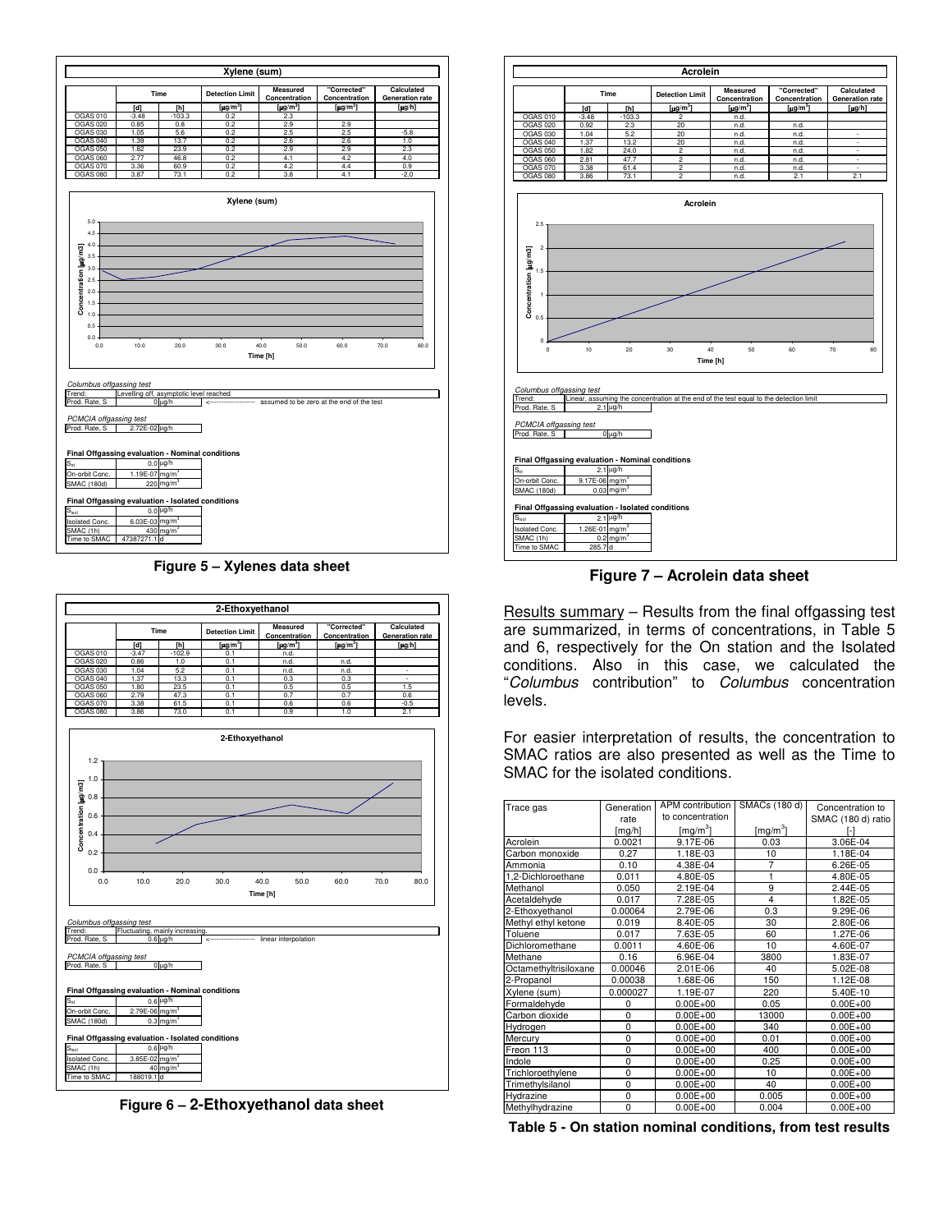**Xylene (sum)**

| | Time | | Detection Limit | Measured Concentration | "Corrected" Concentration | Calculated Generation rate |
|---|---|---|---|---|---|---|
| | [d] | [h] | [µg/m³] | [µg/m³] | [µg/m³] | [µg/h] |
| OGAS 010 | -3.48 | -103.3 | 0.2 | 2.3 | | |
| OGAS 020 | 0.85 | 0.6 | 0.2 | 2.9 | 2.9 | |
| OGAS 030 | 1.05 | 5.6 | 0.2 | 2.5 | 2.5 | -5.8 |
| OGAS 040 | 1.39 | 13.7 | 0.2 | 2.6 | 2.6 | 1.0 |
| OGAS 050 | 1.82 | 23.9 | 0.2 | 2.9 | 2.9 | 2.3 |
| OGAS 060 | 2.77 | 46.8 | 0.2 | 4.1 | 4.2 | 4.0 |
| OGAS 070 | 3.36 | 60.9 | 0.2 | 4.2 | 4.4 | 0.9 |
| OGAS 080 | 3.87 | 73.1 | 0.2 | 3.8 | 4.1 | -2.0 |

*Columbus offgassing test*

| Trend: | Levelling off, asymptotic level reached |
|---|---|
| Prod. Rate, S | 0 µg/h <------------------- assumed to be zero at the end of the test |

*PCMCIA offgassing test*

| Prod. Rate, S | 2.72E-02 µg/h |
|---|---|

**Final Offgassing evaluation - Nominal conditions**

| | | |
|---|---|---|
| $S_{tot}$ | 0.0 | µg/h |
| On-orbit Conc. | 1.19E-07 | mg/m³ |
| SMAC (180d) | 220 | mg/m³ |

**Final Offgassing evaluation - Isolated conditions**

| | | |
|---|---|---|
| $S_{isol}$ | 0.0 | µg/h |
| Isolated Conc. | 6.03E-03 | mg/m³ |
| SMAC (1h) | 430 | mg/m³ |
| Time to SMAC | 47387271.1 | d |

**Figure 5 – Xylenes data sheet**

**2-Ethoxyethanol**

| | Time | | Detection Limit | Measured Concentration | "Corrected" Concentration | Calculated Generation rate |
|---|---|---|---|---|---|---|
| | [d] | [h] | [µg/m³] | [µg/m³] | [µg/m³] | [µg/h] |
| OGAS 010 | -3.47 | -102.9 | 0.1 | n.d. | | |
| OGAS 020 | 0.86 | 1.0 | 0.1 | n.d. | n.d. | |
| OGAS 030 | 1.04 | 5.2 | 0.1 | n.d. | n.d. | - |
| OGAS 040 | 1.37 | 13.3 | 0.1 | 0.3 | 0.3 | - |
| OGAS 050 | 1.80 | 23.5 | 0.1 | 0.5 | 0.5 | 1.5 |
| OGAS 060 | 2.79 | 47.3 | 0.1 | 0.7 | 0.7 | 0.6 |
| OGAS 070 | 3.38 | 61.5 | 0.1 | 0.6 | 0.6 | -0.5 |
| OGAS 080 | 3.86 | 73.0 | 0.1 | 0.9 | 1.0 | 2.1 |

*Columbus offgassing test*

| Trend: | Fluctuating, mainly increasing. |
|---|---|
| Prod. Rate, S | 0.6 µg/h <------------------- linear interpolation |

*PCMCIA offgassing test*

| Prod. Rate, S | 0 µg/h |
|---|---|

**Final Offgassing evaluation - Nominal conditions**

| | | |
|---|---|---|
| $S_{tot}$ | 0.6 | µg/h |
| On-orbit Conc. | 2.79E-06 | mg/m³ |
| SMAC (180d) | 0.3 | mg/m³ |

**Final Offgassing evaluation - Isolated conditions**

| | | |
|---|---|---|
| $S_{isol}$ | 0.6 | µg/h |
| Isolated Conc. | 3.85E-02 | mg/m³ |
| SMAC (1h) | 40 | mg/m³ |
| Time to SMAC | 188019.1 | d |

**Figure 6 – 2-Ethoxyethanol data sheet**

**Acrolein**

| | Time | | Detection Limit | Measured Concentration | "Corrected" Concentration | Calculated Generation rate |
|---|---|---|---|---|---|---|
| | [d] | [h] | [µg/m³] | [µg/m³] | [µg/m³] | [µg/h] |
| OGAS 010 | -3.48 | -103.3 | 2 | n.d. | | |
| OGAS 020 | 0.92 | 2.3 | 20 | n.d. | n.d. | |
| OGAS 030 | 1.04 | 5.2 | 20 | n.d. | n.d. | - |
| OGAS 040 | 1.37 | 13.2 | 20 | n.d. | n.d. | - |
| OGAS 050 | 1.82 | 24.0 | 2 | n.d. | n.d. | - |
| OGAS 060 | 2.81 | 47.7 | 2 | n.d. | n.d. | - |
| OGAS 070 | 3.38 | 61.4 | 2 | n.d. | n.d. | - |
| OGAS 080 | 3.86 | 73.1 | 2 | n.d. | 2.1 | 2.1 |

*Columbus offgassing test*

| Trend: | Linear, assuming the concentration at the end of the test equal to the detection limit |
|---|---|
| Prod. Rate, S | 2.1 µg/h |

*PCMCIA offgassing test*

| Prod. Rate, S | 0 µg/h |
|---|---|

**Final Offgassing evaluation - Nominal conditions**

| | | |
|---|---|---|
| $S_{tot}$ | 2.1 | µg/h |
| On-orbit Conc. | 9.17E-06 | mg/m³ |
| SMAC (180d) | 0.03 | mg/m³ |

**Final Offgassing evaluation - Isolated conditions**

| | | |
|---|---|---|
| $S_{isol}$ | 2.1 | µg/h |
| Isolated Conc. | 1.26E-01 | mg/m³ |
| SMAC (1h) | 0.2 | mg/m³ |
| Time to SMAC | 285.7 | d |

**Figure 7 – Acrolein data sheet**

Results summary – Results from the final offgassing test are summarized, in terms of concentrations, in Table 5 and 6, respectively for the On station and the Isolated conditions. Also in this case, we calculated the "*Columbus* contribution" to *Columbus* concentration levels.

For easier interpretation of results, the concentration to SMAC ratios are also presented as well as the Time to SMAC for the isolated conditions.

| Trace gas | Generation rate [mg/h] | APM contribution to concentration [mg/m³] | SMACs (180 d) [mg/m³] | Concentration to SMAC (180 d) ratio [-] |
|---|---|---|---|---|
| Acrolein | 0.0021 | 9.17E-06 | 0.03 | 3.06E-04 |
| Carbon monoxide | 0.27 | 1.18E-03 | 10 | 1.18E-04 |
| Ammonia | 0.10 | 4.38E-04 | 7 | 6.26E-05 |
| 1,2-Dichloroethane | 0.011 | 4.80E-05 | 1 | 4.80E-05 |
| Methanol | 0.050 | 2.19E-04 | 9 | 2.44E-05 |
| Acetaldehyde | 0.017 | 7.28E-05 | 4 | 1.82E-05 |
| 2-Ethoxyethanol | 0.00064 | 2.79E-06 | 0.3 | 9.29E-06 |
| Methyl ethyl ketone | 0.019 | 8.40E-05 | 30 | 2.80E-06 |
| Toluene | 0.017 | 7.63E-05 | 60 | 1.27E-06 |
| Dichloromethane | 0.0011 | 4.60E-06 | 10 | 4.60E-07 |
| Methane | 0.16 | 6.96E-04 | 3800 | 1.83E-07 |
| Octamethyltrisiloxane | 0.00046 | 2.01E-06 | 40 | 5.02E-08 |
| 2-Propanol | 0.00038 | 1.68E-06 | 150 | 1.12E-08 |
| Xylene (sum) | 0.000027 | 1.19E-07 | 220 | 5.40E-10 |
| Formaldehyde | 0 | 0.00E+00 | 0.05 | 0.00E+00 |
| Carbon dioxide | 0 | 0.00E+00 | 13000 | 0.00E+00 |
| Hydrogen | 0 | 0.00E+00 | 340 | 0.00E+00 |
| Mercury | 0 | 0.00E+00 | 0.01 | 0.00E+00 |
| Freon 113 | 0 | 0.00E+00 | 400 | 0.00E+00 |
| Indole | 0 | 0.00E+00 | 0.25 | 0.00E+00 |
| Trichloroethylene | 0 | 0.00E+00 | 10 | 0.00E+00 |
| Trimethylsilanol | 0 | 0.00E+00 | 40 | 0.00E+00 |
| Hydrazine | 0 | 0.00E+00 | 0.005 | 0.00E+00 |
| Methylhydrazine | 0 | 0.00E+00 | 0.004 | 0.00E+00 |

**Table 5 - On station nominal conditions, from test results**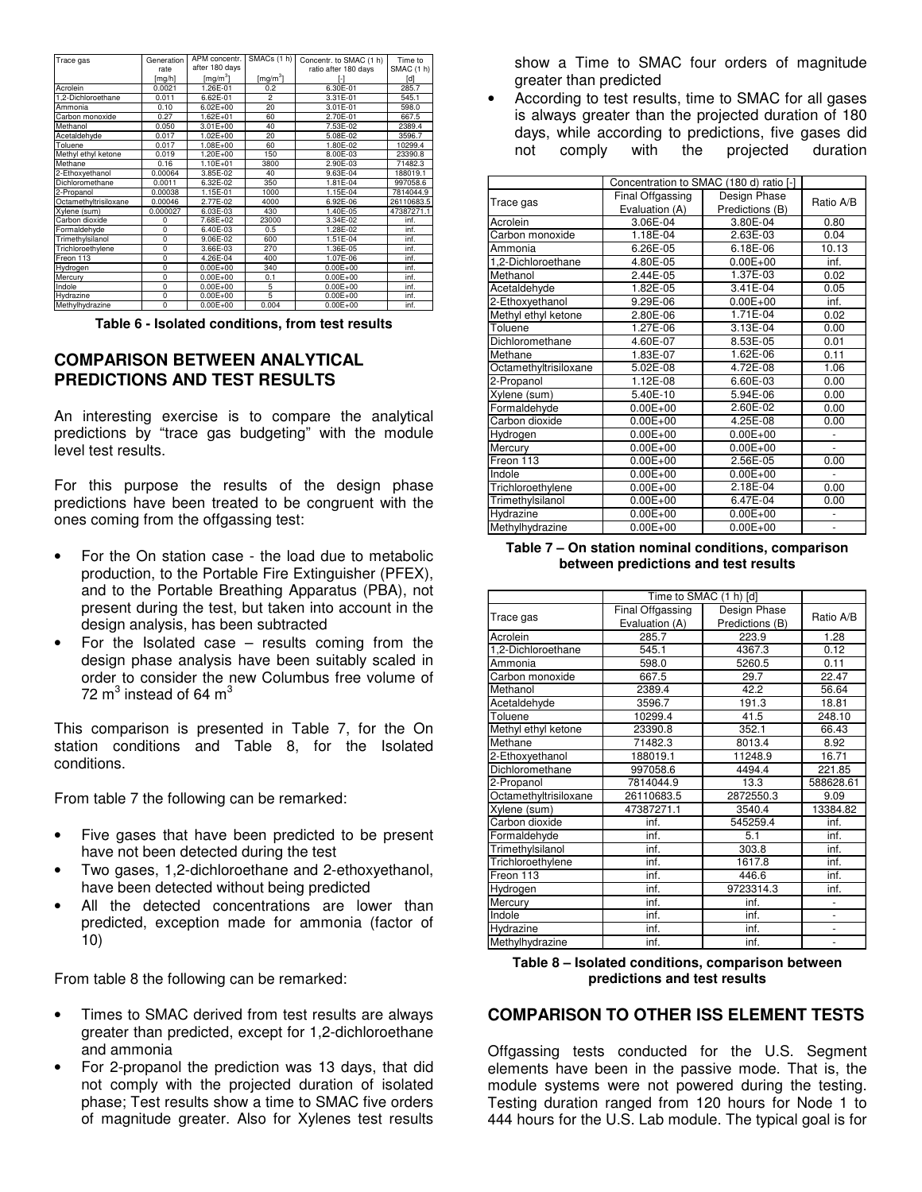| Trace gas | Generation rate | APM concentr. after 180 days | SMACs (1 h) | Concentr. to SMAC (1 h) ratio after 180 days | Time to SMAC (1 h) |
|---|---|---|---|---|---|
| | [mg/h] | [mg/m$^3$] | [mg/m$^3$] | [-] | [d] |
| Acrolein | 0.0021 | 1.26E-01 | 0.2 | 6.30E-01 | 285.7 |
| 1,2-Dichloroethane | 0.011 | 6.62E-01 | 2 | 3.31E-01 | 545.1 |
| Ammonia | 0.10 | 6.02E+00 | 20 | 3.01E-01 | 598.0 |
| Carbon monoxide | 0.27 | 1.62E+01 | 60 | 2.70E-01 | 667.5 |
| Methanol | 0.050 | 3.01E+00 | 40 | 7.53E-02 | 2389.4 |
| Acetaldehyde | 0.017 | 1.02E+00 | 20 | 5.08E-02 | 3596.7 |
| Toluene | 0.017 | 1.08E+00 | 60 | 1.80E-02 | 10299.4 |
| Methyl ethyl ketone | 0.019 | 1.20E+00 | 150 | 8.00E-03 | 23390.8 |
| Methane | 0.16 | 1.10E+01 | 3800 | 2.90E-03 | 71482.3 |
| 2-Ethoxyethanol | 0.00064 | 3.85E-02 | 40 | 9.63E-04 | 188019.1 |
| Dichloromethane | 0.0011 | 6.32E-02 | 350 | 1.81E-04 | 997058.6 |
| 2-Propanol | 0.00038 | 1.15E-01 | 1000 | 1.15E-04 | 7814044.9 |
| Octamethyltrisiloxane | 0.00046 | 2.77E-02 | 4000 | 6.92E-06 | 26110683.5 |
| Xylene (sum) | 0.000027 | 6.03E-03 | 430 | 1.40E-05 | 47387271.1 |
| Carbon dioxide | 0 | 7.68E+02 | 23000 | 3.34E-02 | inf. |
| Formaldehyde | 0 | 6.40E-03 | 0.5 | 1.28E-02 | inf. |
| Trimethylsilanol | 0 | 9.06E-02 | 600 | 1.51E-04 | inf. |
| Trichloroethylene | 0 | 3.66E-03 | 270 | 1.36E-05 | inf. |
| Freon 113 | 0 | 4.26E-04 | 400 | 1.07E-06 | inf. |
| Hydrogen | 0 | 0.00E+00 | 340 | 0.00E+00 | inf. |
| Mercury | 0 | 0.00E+00 | 0.1 | 0.00E+00 | inf. |
| Indole | 0 | 0.00E+00 | 5 | 0.00E+00 | inf. |
| Hydrazine | 0 | 0.00E+00 | 5 | 0.00E+00 | inf. |
| Methylhydrazine | 0 | 0.00E+00 | 0.004 | 0.00E+00 | inf. |

**Table 6 - Isolated conditions, from test results**

## COMPARISON BETWEEN ANALYTICAL PREDICTIONS AND TEST RESULTS

An interesting exercise is to compare the analytical predictions by "trace gas budgeting" with the module level test results.

For this purpose the results of the design phase predictions have been treated to be congruent with the ones coming from the offgassing test:

- For the On station case - the load due to metabolic production, to the Portable Fire Extinguisher (PFEX), and to the Portable Breathing Apparatus (PBA), not present during the test, but taken into account in the design analysis, has been subtracted
- For the Isolated case – results coming from the design phase analysis have been suitably scaled in order to consider the new Columbus free volume of 72 m$^3$ instead of 64 m$^3$

This comparison is presented in Table 7, for the On station conditions and Table 8, for the Isolated conditions.

From table 7 the following can be remarked:

- Five gases that have been predicted to be present have not been detected during the test
- Two gases, 1,2-dichloroethane and 2-ethoxyethanol, have been detected without being predicted
- All the detected concentrations are lower than predicted, exception made for ammonia (factor of 10)

From table 8 the following can be remarked:

- Times to SMAC derived from test results are always greater than predicted, except for 1,2-dichloroethane and ammonia
- For 2-propanol the prediction was 13 days, that did not comply with the projected duration of isolated phase; Test results show a time to SMAC five orders of magnitude greater. Also for Xylenes test results show a Time to SMAC four orders of magnitude greater than predicted
- According to test results, time to SMAC for all gases is always greater than the projected duration of 180 days, while according to predictions, five gases did not comply with the projected duration

| Trace gas | Concentration to SMAC (180 d) ratio [-] | | Ratio A/B |
|---|---|---|---|
| | Final Offgassing Evaluation (A) | Design Phase Predictions (B) | |
| Acrolein | 3.06E-04 | 3.80E-04 | 0.80 |
| Carbon monoxide | 1.18E-04 | 2.63E-03 | 0.04 |
| Ammonia | 6.26E-05 | 6.18E-06 | 10.13 |
| 1,2-Dichloroethane | 4.80E-05 | 0.00E+00 | inf. |
| Methanol | 2.44E-05 | 1.37E-03 | 0.02 |
| Acetaldehyde | 1.82E-05 | 3.41E-04 | 0.05 |
| 2-Ethoxyethanol | 9.29E-06 | 0.00E+00 | inf. |
| Methyl ethyl ketone | 2.80E-06 | 1.71E-04 | 0.02 |
| Toluene | 1.27E-06 | 3.13E-04 | 0.00 |
| Dichloromethane | 4.60E-07 | 8.53E-05 | 0.01 |
| Methane | 1.83E-07 | 1.62E-06 | 0.11 |
| Octamethyltrisiloxane | 5.02E-08 | 4.72E-08 | 1.06 |
| 2-Propanol | 1.12E-08 | 6.60E-03 | 0.00 |
| Xylene (sum) | 5.40E-10 | 5.94E-06 | 0.00 |
| Formaldehyde | 0.00E+00 | 2.60E-02 | 0.00 |
| Carbon dioxide | 0.00E+00 | 4.25E-08 | 0.00 |
| Hydrogen | 0.00E+00 | 0.00E+00 | - |
| Mercury | 0.00E+00 | 0.00E+00 | - |
| Freon 113 | 0.00E+00 | 2.56E-05 | 0.00 |
| Indole | 0.00E+00 | 0.00E+00 | - |
| Trichloroethylene | 0.00E+00 | 2.18E-04 | 0.00 |
| Trimethylsilanol | 0.00E+00 | 6.47E-04 | 0.00 |
| Hydrazine | 0.00E+00 | 0.00E+00 | - |
| Methylhydrazine | 0.00E+00 | 0.00E+00 | - |

**Table 7 – On station nominal conditions, comparison between predictions and test results**

| Trace gas | Time to SMAC (1 h) [d] | | Ratio A/B |
|---|---|---|---|
| | Final Offgassing Evaluation (A) | Design Phase Predictions (B) | |
| Acrolein | 285.7 | 223.9 | 1.28 |
| 1,2-Dichloroethane | 545.1 | 4367.3 | 0.12 |
| Ammonia | 598.0 | 5260.5 | 0.11 |
| Carbon monoxide | 667.5 | 29.7 | 22.47 |
| Methanol | 2389.4 | 42.2 | 56.64 |
| Acetaldehyde | 3596.7 | 191.3 | 18.81 |
| Toluene | 10299.4 | 41.5 | 248.10 |
| Methyl ethyl ketone | 23390.8 | 352.1 | 66.43 |
| Methane | 71482.3 | 8013.4 | 8.92 |
| 2-Ethoxyethanol | 188019.1 | 11248.9 | 16.71 |
| Dichloromethane | 997058.6 | 4494.4 | 221.85 |
| 2-Propanol | 7814044.9 | 13.3 | 588628.61 |
| Octamethyltrisiloxane | 26110683.5 | 2872550.3 | 9.09 |
| Xylene (sum) | 47387271.1 | 3540.4 | 13384.82 |
| Carbon dioxide | inf. | 545259.4 | inf. |
| Formaldehyde | inf. | 5.1 | inf. |
| Trimethylsilanol | inf. | 303.8 | inf. |
| Trichloroethylene | inf. | 1617.8 | inf. |
| Freon 113 | inf. | 446.6 | inf. |
| Hydrogen | inf. | 9723314.3 | inf. |
| Mercury | inf. | inf. | - |
| Indole | inf. | inf. | - |
| Hydrazine | inf. | inf. | - |
| Methylhydrazine | inf. | inf. | - |

**Table 8 – Isolated conditions, comparison between predictions and test results**

## COMPARISON TO OTHER ISS ELEMENT TESTS

Offgassing tests conducted for the U.S. Segment elements have been in the passive mode. That is, the module systems were not powered during the testing. Testing duration ranged from 120 hours for Node 1 to 444 hours for the U.S. Lab module. The typical goal is for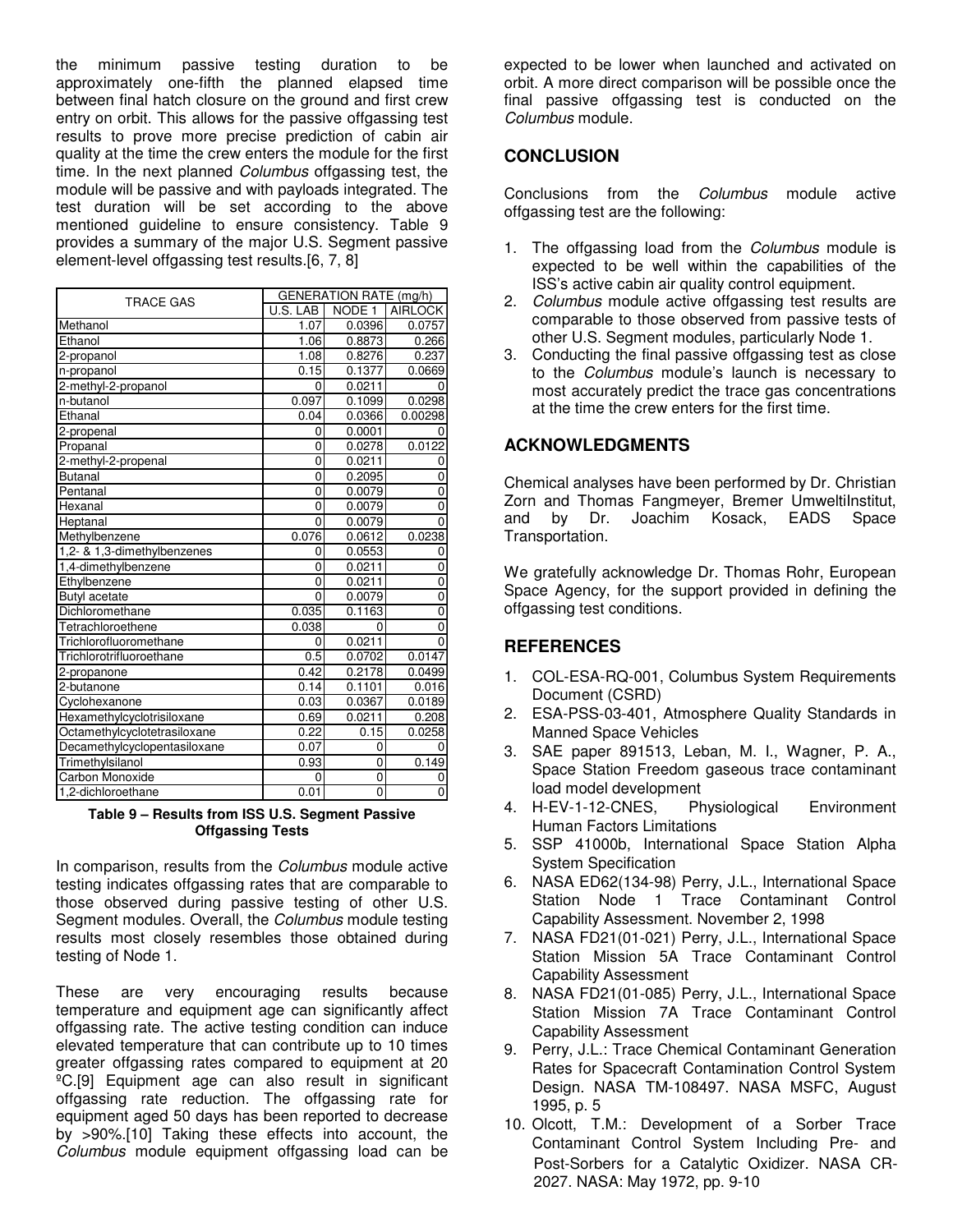the minimum passive testing duration to be approximately one-fifth the planned elapsed time between final hatch closure on the ground and first crew entry on orbit. This allows for the passive offgassing test results to prove more precise prediction of cabin air quality at the time the crew enters the module for the first time. In the next planned *Columbus* offgassing test, the module will be passive and with payloads integrated. The test duration will be set according to the above mentioned guideline to ensure consistency. Table 9 provides a summary of the major U.S. Segment passive element-level offgassing test results.[6, 7, 8]

| TRACE GAS | GENERATION RATE (mg/h) | | |
|---|---|---|---|
| | U.S. LAB | NODE 1 | AIRLOCK |
| Methanol | 1.07 | 0.0396 | 0.0757 |
| Ethanol | 1.06 | 0.8873 | 0.266 |
| 2-propanol | 1.08 | 0.8276 | 0.237 |
| n-propanol | 0.15 | 0.1377 | 0.0669 |
| 2-methyl-2-propanol | 0 | 0.0211 | 0 |
| n-butanol | 0.097 | 0.1099 | 0.0298 |
| Ethanal | 0.04 | 0.0366 | 0.00298 |
| 2-propenal | 0 | 0.0001 | 0 |
| Propanal | 0 | 0.0278 | 0.0122 |
| 2-methyl-2-propenal | 0 | 0.0211 | 0 |
| Butanal | 0 | 0.2095 | 0 |
| Pentanal | 0 | 0.0079 | 0 |
| Hexanal | 0 | 0.0079 | 0 |
| Heptanal | 0 | 0.0079 | 0 |
| Methylbenzene | 0.076 | 0.0612 | 0.0238 |
| 1,2- & 1,3-dimethylbenzenes | 0 | 0.0553 | 0 |
| 1,4-dimethylbenzene | 0 | 0.0211 | 0 |
| Ethylbenzene | 0 | 0.0211 | 0 |
| Butyl acetate | 0 | 0.0079 | 0 |
| Dichloromethane | 0.035 | 0.1163 | 0 |
| Tetrachloroethene | 0.038 | 0 | 0 |
| Trichlorofluoromethane | 0 | 0.0211 | 0 |
| Trichlorotrifluoroethane | 0.5 | 0.0702 | 0.0147 |
| 2-propanone | 0.42 | 0.2178 | 0.0499 |
| 2-butanone | 0.14 | 0.1101 | 0.016 |
| Cyclohexanone | 0.03 | 0.0367 | 0.0189 |
| Hexamethylcyclotrisiloxane | 0.69 | 0.0211 | 0.208 |
| Octamethylcyclotetrasiloxane | 0.22 | 0.15 | 0.0258 |
| Decamethylcyclopentasiloxane | 0.07 | 0 | 0 |
| Trimethylsilanol | 0.93 | 0 | 0.149 |
| Carbon Monoxide | 0 | 0 | 0 |
| 1,2-dichloroethane | 0.01 | 0 | 0 |

**Table 9 – Results from ISS U.S. Segment Passive Offgassing Tests**

In comparison, results from the *Columbus* module active testing indicates offgassing rates that are comparable to those observed during passive testing of other U.S. Segment modules. Overall, the *Columbus* module testing results most closely resembles those obtained during testing of Node 1.

These are very encouraging results because temperature and equipment age can significantly affect offgassing rate. The active testing condition can induce elevated temperature that can contribute up to 10 times greater offgassing rates compared to equipment at 20 ºC.[9] Equipment age can also result in significant offgassing rate reduction. The offgassing rate for equipment aged 50 days has been reported to decrease by >90%.[10] Taking these effects into account, the *Columbus* module equipment offgassing load can be expected to be lower when launched and activated on orbit. A more direct comparison will be possible once the final passive offgassing test is conducted on the *Columbus* module.

## CONCLUSION

Conclusions from the *Columbus* module active offgassing test are the following:

1. The offgassing load from the *Columbus* module is expected to be well within the capabilities of the ISS's active cabin air quality control equipment.
2. *Columbus* module active offgassing test results are comparable to those observed from passive tests of other U.S. Segment modules, particularly Node 1.
3. Conducting the final passive offgassing test as close to the *Columbus* module's launch is necessary to most accurately predict the trace gas concentrations at the time the crew enters for the first time.

## ACKNOWLEDGMENTS

Chemical analyses have been performed by Dr. Christian Zorn and Thomas Fangmeyer, Bremer UmweltiInstitut, and by Dr. Joachim Kosack, EADS Space Transportation.

We gratefully acknowledge Dr. Thomas Rohr, European Space Agency, for the support provided in defining the offgassing test conditions.

## REFERENCES

1. COL-ESA-RQ-001, Columbus System Requirements Document (CSRD)
2. ESA-PSS-03-401, Atmosphere Quality Standards in Manned Space Vehicles
3. SAE paper 891513, Leban, M. I., Wagner, P. A., Space Station Freedom gaseous trace contaminant load model development
4. H-EV-1-12-CNES, Physiological Environment Human Factors Limitations
5. SSP 41000b, International Space Station Alpha System Specification
6. NASA ED62(134-98) Perry, J.L., International Space Station Node 1 Trace Contaminant Control Capability Assessment. November 2, 1998
7. NASA FD21(01-021) Perry, J.L., International Space Station Mission 5A Trace Contaminant Control Capability Assessment
8. NASA FD21(01-085) Perry, J.L., International Space Station Mission 7A Trace Contaminant Control Capability Assessment
9. Perry, J.L.: Trace Chemical Contaminant Generation Rates for Spacecraft Contamination Control System Design. NASA TM-108497. NASA MSFC, August 1995, p. 5
10. Olcott, T.M.: Development of a Sorber Trace Contaminant Control System Including Pre- and Post-Sorbers for a Catalytic Oxidizer. NASA CR-2027. NASA: May 1972, pp. 9-10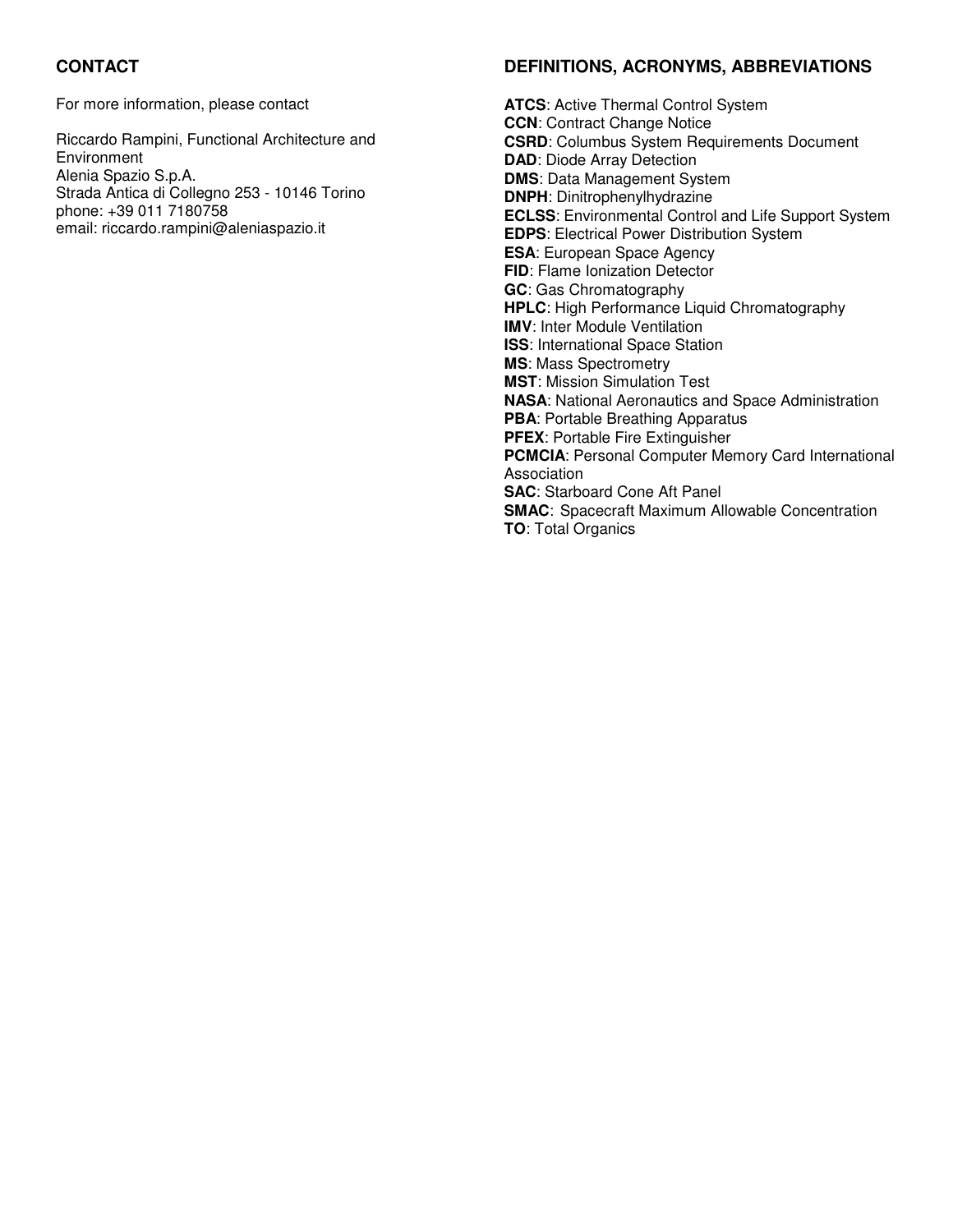## CONTACT

For more information, please contact

Riccardo Rampini, Functional Architecture and Environment
Alenia Spazio S.p.A.
Strada Antica di Collegno 253 - 10146 Torino
phone: +39 011 7180758
email: riccardo.rampini@aleniaspazio.it

## DEFINITIONS, ACRONYMS, ABBREVIATIONS

**ATCS**: Active Thermal Control System
**CCN**: Contract Change Notice
**CSRD**: Columbus System Requirements Document
**DAD**: Diode Array Detection
**DMS**: Data Management System
**DNPH**: Dinitrophenylhydrazine
**ECLSS**: Environmental Control and Life Support System
**EDPS**: Electrical Power Distribution System
**ESA**: European Space Agency
**FID**: Flame Ionization Detector
**GC**: Gas Chromatography
**HPLC**: High Performance Liquid Chromatography
**IMV**: Inter Module Ventilation
**ISS**: International Space Station
**MS**: Mass Spectrometry
**MST**: Mission Simulation Test
**NASA**: National Aeronautics and Space Administration
**PBA**: Portable Breathing Apparatus
**PFEX**: Portable Fire Extinguisher
**PCMCIA**: Personal Computer Memory Card International Association
**SAC**: Starboard Cone Aft Panel
**SMAC**: Spacecraft Maximum Allowable Concentration
**TO**: Total Organics